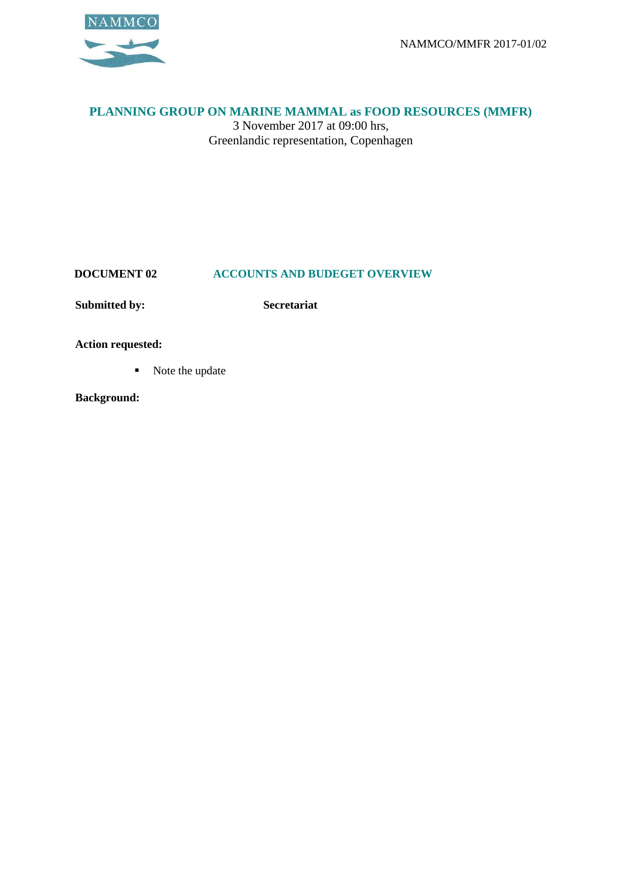NAMMCO

NAMMCO/MMFR 2017-01/02

# PLANNING GROUP ON MARINE MAMMAL as FOOD RESOURCES (MMFR)

3 November 2017 at 09:00 hrs,
Greenlandic representation, Copenhagen

**DOCUMENT 02** **ACCOUNTS AND BUDEGET OVERVIEW**

**Submitted by:** **Secretariat**

**Action requested:**

- Note the update

**Background:**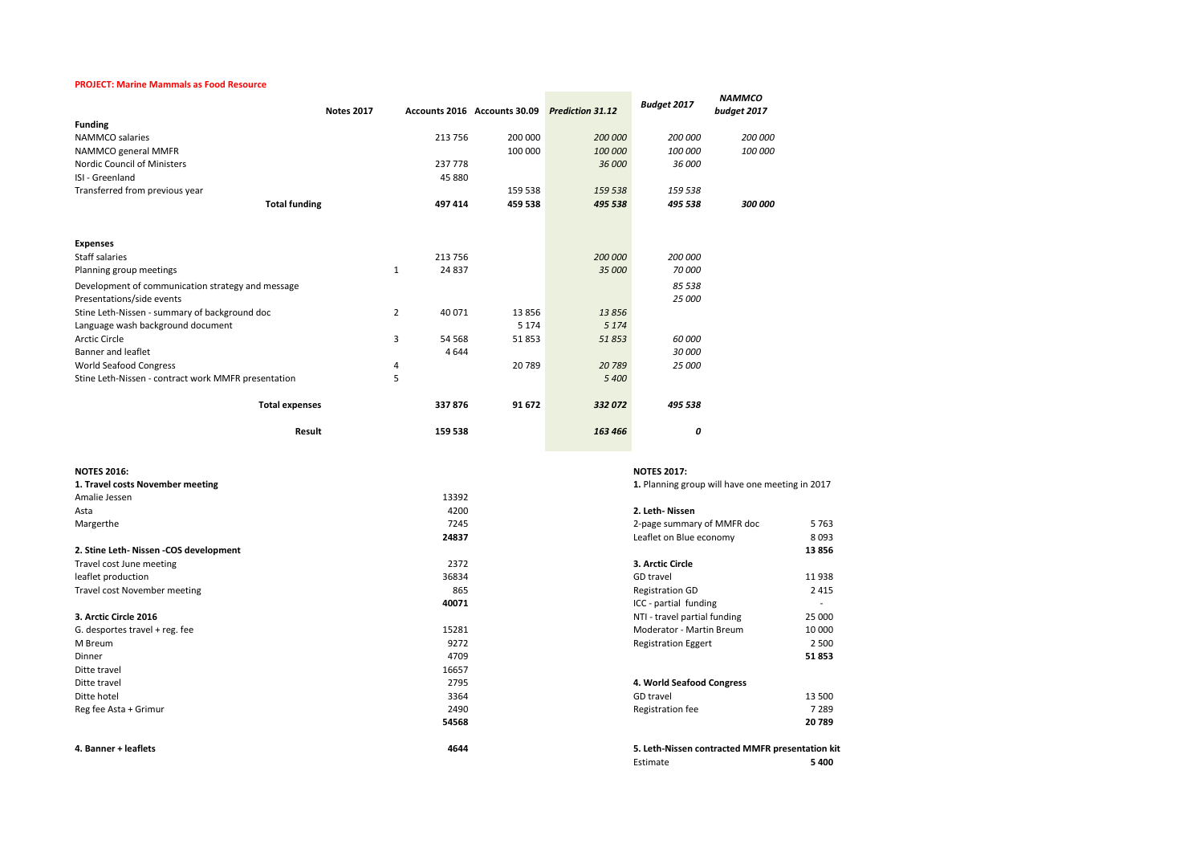**PROJECT: Marine Mammals as Food Resource**

| | Notes 2017 | Accounts 2016 | Accounts 30.09 | *Prediction 31.12* | *Budget 2017* | *NAMMCO budget 2017* |
|---|---|---|---|---|---|---|
| **Funding** | | | | | | |
| NAMMCO salaries | | 213 756 | 200 000 | *200 000* | *200 000* | *200 000* |
| NAMMCO general MMFR | | | 100 000 | *100 000* | *100 000* | *100 000* |
| Nordic Council of Ministers | | 237 778 | | *36 000* | *36 000* | |
| ISI - Greenland | | 45 880 | | | | |
| Transferred from previous year | | | 159 538 | *159 538* | *159 538* | |
| **Total funding** | | **497 414** | **459 538** | ***495 538*** | ***495 538*** | ***300 000*** |
| **Expenses** | | | | | | |
| Staff salaries | | 213 756 | | *200 000* | *200 000* | |
| Planning group meetings | 1 | 24 837 | | *35 000* | *70 000* | |
| Development of communication strategy and message | | | | | *85 538* | |
| Presentations/side events | | | | | *25 000* | |
| Stine Leth-Nissen - summary of background doc | 2 | 40 071 | 13 856 | *13 856* | | |
| Language wash background document | | | 5 174 | *5 174* | | |
| Arctic Circle | 3 | 54 568 | 51 853 | *51 853* | *60 000* | |
| Banner and leaflet | | 4 644 | | | *30 000* | |
| World Seafood Congress | 4 | | 20 789 | *20 789* | *25 000* | |
| Stine Leth-Nissen - contract work MMFR presentation | 5 | | | *5 400* | | |
| **Total expenses** | | **337 876** | **91 672** | ***332 072*** | ***495 538*** | |
| **Result** | | **159 538** | | ***163 466*** | ***0*** | |

**NOTES 2016:**

| | |
|---|---|
| **1. Travel costs November meeting** | |
| Amalie Jessen | 13392 |
| Asta | 4200 |
| Margerthe | 7245 |
| | **24837** |
| **2. Stine Leth- Nissen -COS development** | |
| Travel cost June meeting | 2372 |
| leaflet production | 36834 |
| Travel cost November meeting | 865 |
| | **40071** |
| **3. Arctic Circle 2016** | |
| G. desportes travel + reg. fee | 15281 |
| M Breum | 9272 |
| Dinner | 4709 |
| Ditte travel | 16657 |
| Ditte travel | 2795 |
| Ditte hotel | 3364 |
| Reg fee Asta + Grimur | 2490 |
| | **54568** |
| **4. Banner + leaflets** | **4644** |

**NOTES 2017:**

**1.** Planning group will have one meeting in 2017

| | |
|---|---|
| **2. Leth- Nissen** | |
| 2-page summary of MMFR doc | 5 763 |
| Leaflet on Blue economy | 8 093 |
| | **13 856** |
| **3. Arctic Circle** | |
| GD travel | 11 938 |
| Registration GD | 2 415 |
| ICC - partial funding | - |
| NTI - travel partial funding | 25 000 |
| Moderator - Martin Breum | 10 000 |
| Registration Eggert | 2 500 |
| | **51 853** |
| **4. World Seafood Congress** | |
| GD travel | 13 500 |
| Registration fee | 7 289 |
| | **20 789** |
| **5. Leth-Nissen contracted MMFR presentation kit** | |
| Estimate | **5 400** |